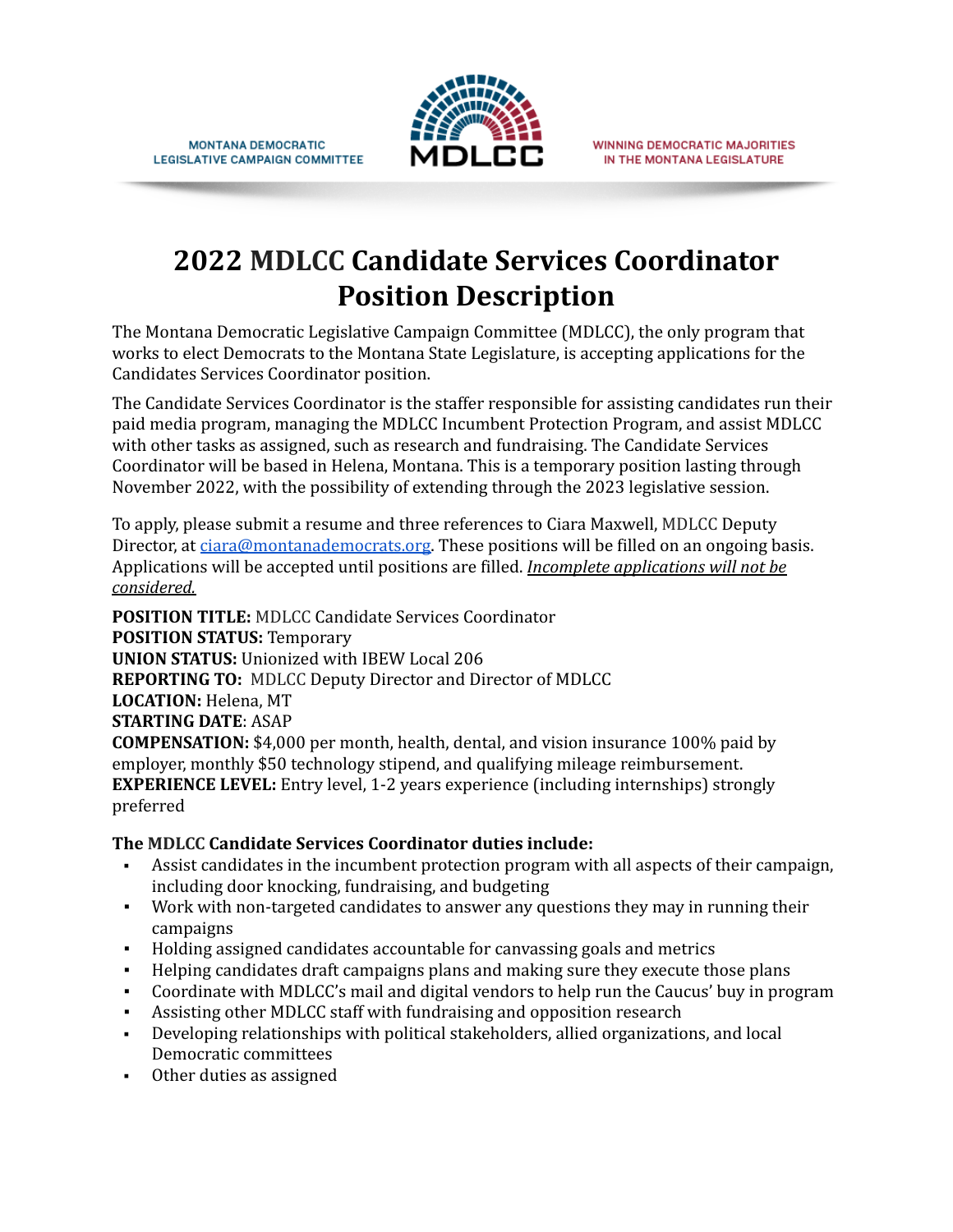MONTANA DEMOCRATIC LEGISLATIVE CAMPAIGN COMMITTEE

MDLCC

WINNING DEMOCRATIC MAJORITIES IN THE MONTANA LEGISLATURE

# 2022 MDLCC Candidate Services Coordinator Position Description

The Montana Democratic Legislative Campaign Committee (MDLCC), the only program that works to elect Democrats to the Montana State Legislature, is accepting applications for the Candidates Services Coordinator position.

The Candidate Services Coordinator is the staffer responsible for assisting candidates run their paid media program, managing the MDLCC Incumbent Protection Program, and assist MDLCC with other tasks as assigned, such as research and fundraising. The Candidate Services Coordinator will be based in Helena, Montana. This is a temporary position lasting through November 2022, with the possibility of extending through the 2023 legislative session.

To apply, please submit a resume and three references to Ciara Maxwell, MDLCC Deputy Director, at ciara@montanademocrats.org. These positions will be filled on an ongoing basis. Applications will be accepted until positions are filled. *Incomplete applications will not be considered.*

**POSITION TITLE:** MDLCC Candidate Services Coordinator
**POSITION STATUS:** Temporary
**UNION STATUS:** Unionized with IBEW Local 206
**REPORTING TO:** MDLCC Deputy Director and Director of MDLCC
**LOCATION:** Helena, MT
**STARTING DATE**: ASAP
**COMPENSATION:** $4,000 per month, health, dental, and vision insurance 100% paid by employer, monthly $50 technology stipend, and qualifying mileage reimbursement.
**EXPERIENCE LEVEL:** Entry level, 1-2 years experience (including internships) strongly preferred

**The MDLCC Candidate Services Coordinator duties include:**

- Assist candidates in the incumbent protection program with all aspects of their campaign, including door knocking, fundraising, and budgeting
- Work with non-targeted candidates to answer any questions they may in running their campaigns
- Holding assigned candidates accountable for canvassing goals and metrics
- Helping candidates draft campaigns plans and making sure they execute those plans
- Coordinate with MDLCC's mail and digital vendors to help run the Caucus' buy in program
- Assisting other MDLCC staff with fundraising and opposition research
- Developing relationships with political stakeholders, allied organizations, and local Democratic committees
- Other duties as assigned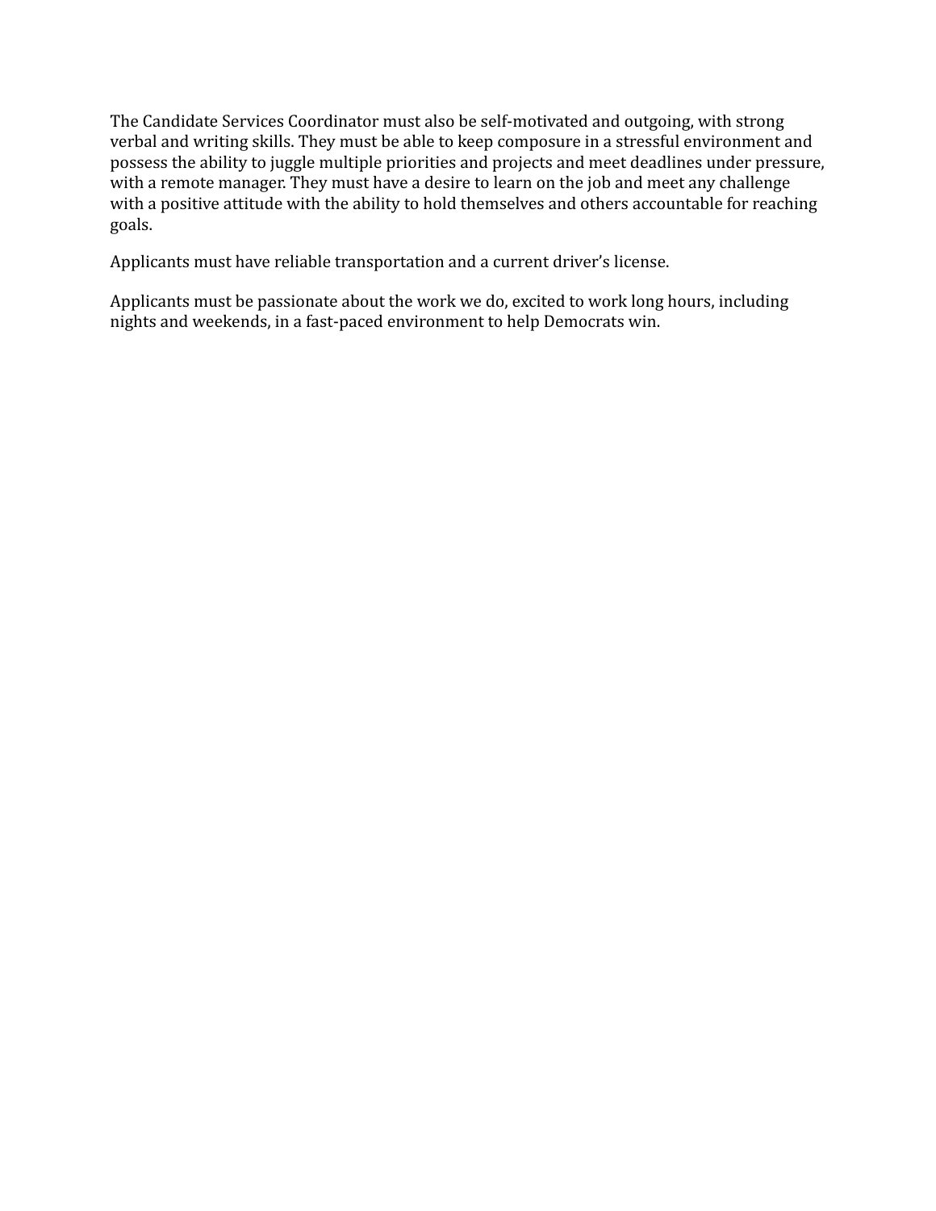The Candidate Services Coordinator must also be self-motivated and outgoing, with strong verbal and writing skills. They must be able to keep composure in a stressful environment and possess the ability to juggle multiple priorities and projects and meet deadlines under pressure, with a remote manager. They must have a desire to learn on the job and meet any challenge with a positive attitude with the ability to hold themselves and others accountable for reaching goals.

Applicants must have reliable transportation and a current driver's license.

Applicants must be passionate about the work we do, excited to work long hours, including nights and weekends, in a fast-paced environment to help Democrats win.